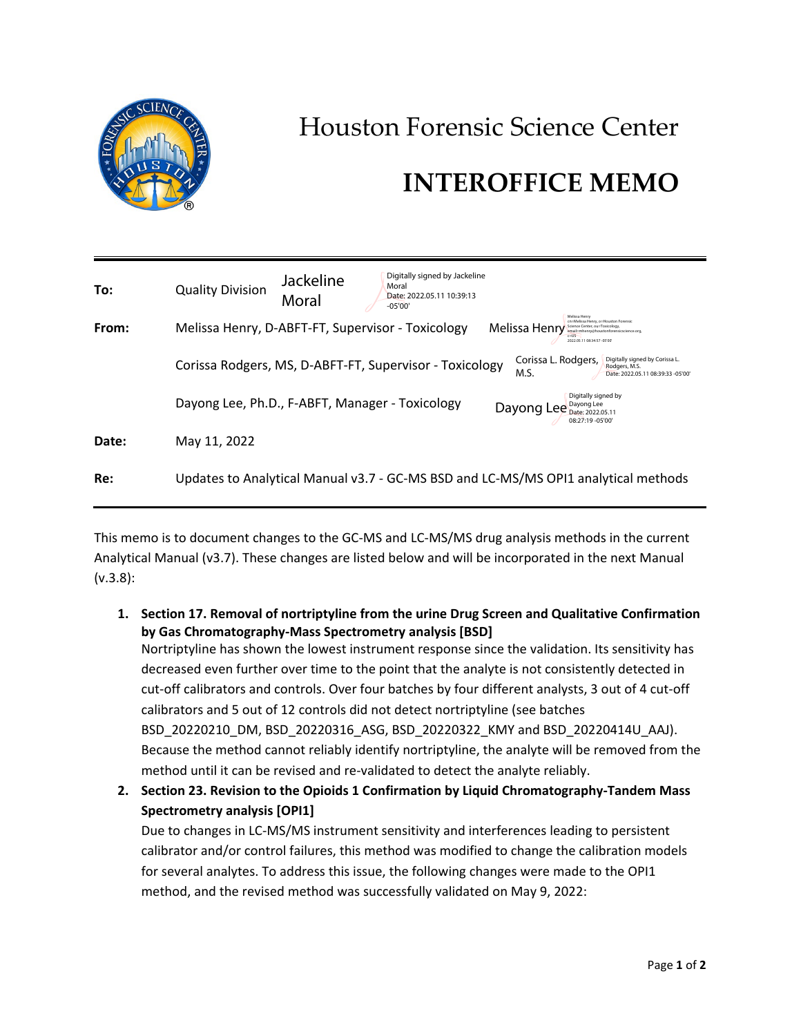# Houston Forensic Science Center

# INTEROFFICE MEMO

| | |
|---|---|
| **To:** | Quality Division Jackeline Moral — Digitally signed by Jackeline Moral Date: 2022.05.11 10:39:13 -05'00' |
| **From:** | Melissa Henry, D-ABFT-FT, Supervisor - Toxicology — Melissa Henry |
| | Corissa Rodgers, MS, D-ABFT-FT, Supervisor - Toxicology — Corissa L. Rodgers, M.S. — Digitally signed by Corissa L. Rodgers, M.S. Date: 2022.05.11 08:39:33 -05'00' |
| | Dayong Lee, Ph.D., F-ABFT, Manager - Toxicology — Dayong Lee — Digitally signed by Dayong Lee Date: 2022.05.11 08:27:19 -05'00' |
| **Date:** | May 11, 2022 |
| **Re:** | Updates to Analytical Manual v3.7 - GC-MS BSD and LC-MS/MS OPI1 analytical methods |

This memo is to document changes to the GC-MS and LC-MS/MS drug analysis methods in the current Analytical Manual (v3.7). These changes are listed below and will be incorporated in the next Manual (v.3.8):

1. **Section 17. Removal of nortriptyline from the urine Drug Screen and Qualitative Confirmation by Gas Chromatography-Mass Spectrometry analysis [BSD]**
   Nortriptyline has shown the lowest instrument response since the validation. Its sensitivity has decreased even further over time to the point that the analyte is not consistently detected in cut-off calibrators and controls. Over four batches by four different analysts, 3 out of 4 cut-off calibrators and 5 out of 12 controls did not detect nortriptyline (see batches BSD_20220210_DM, BSD_20220316_ASG, BSD_20220322_KMY and BSD_20220414U_AAJ). Because the method cannot reliably identify nortriptyline, the analyte will be removed from the method until it can be revised and re-validated to detect the analyte reliably.
2. **Section 23. Revision to the Opioids 1 Confirmation by Liquid Chromatography-Tandem Mass Spectrometry analysis [OPI1]**
   Due to changes in LC-MS/MS instrument sensitivity and interferences leading to persistent calibrator and/or control failures, this method was modified to change the calibration models for several analytes. To address this issue, the following changes were made to the OPI1 method, and the revised method was successfully validated on May 9, 2022: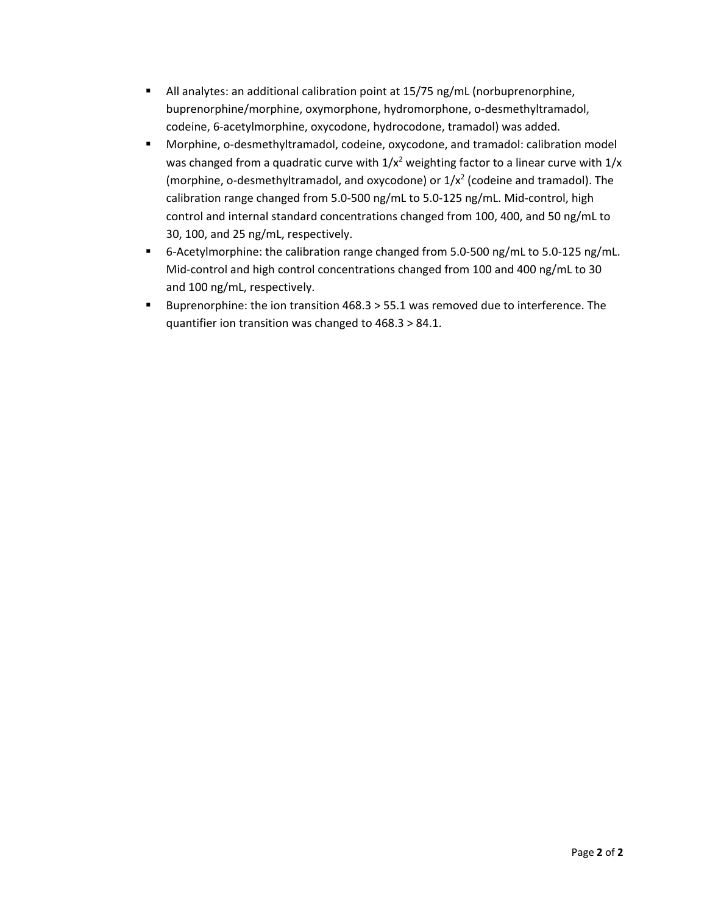- All analytes: an additional calibration point at 15/75 ng/mL (norbuprenorphine, buprenorphine/morphine, oxymorphone, hydromorphone, o-desmethyltramadol, codeine, 6-acetylmorphine, oxycodone, hydrocodone, tramadol) was added.
- Morphine, o-desmethyltramadol, codeine, oxycodone, and tramadol: calibration model was changed from a quadratic curve with $1/x^2$ weighting factor to a linear curve with $1/x$ (morphine, o-desmethyltramadol, and oxycodone) or $1/x^2$ (codeine and tramadol). The calibration range changed from 5.0-500 ng/mL to 5.0-125 ng/mL. Mid-control, high control and internal standard concentrations changed from 100, 400, and 50 ng/mL to 30, 100, and 25 ng/mL, respectively.
- 6-Acetylmorphine: the calibration range changed from 5.0-500 ng/mL to 5.0-125 ng/mL. Mid-control and high control concentrations changed from 100 and 400 ng/mL to 30 and 100 ng/mL, respectively.
- Buprenorphine: the ion transition 468.3 > 55.1 was removed due to interference. The quantifier ion transition was changed to 468.3 > 84.1.